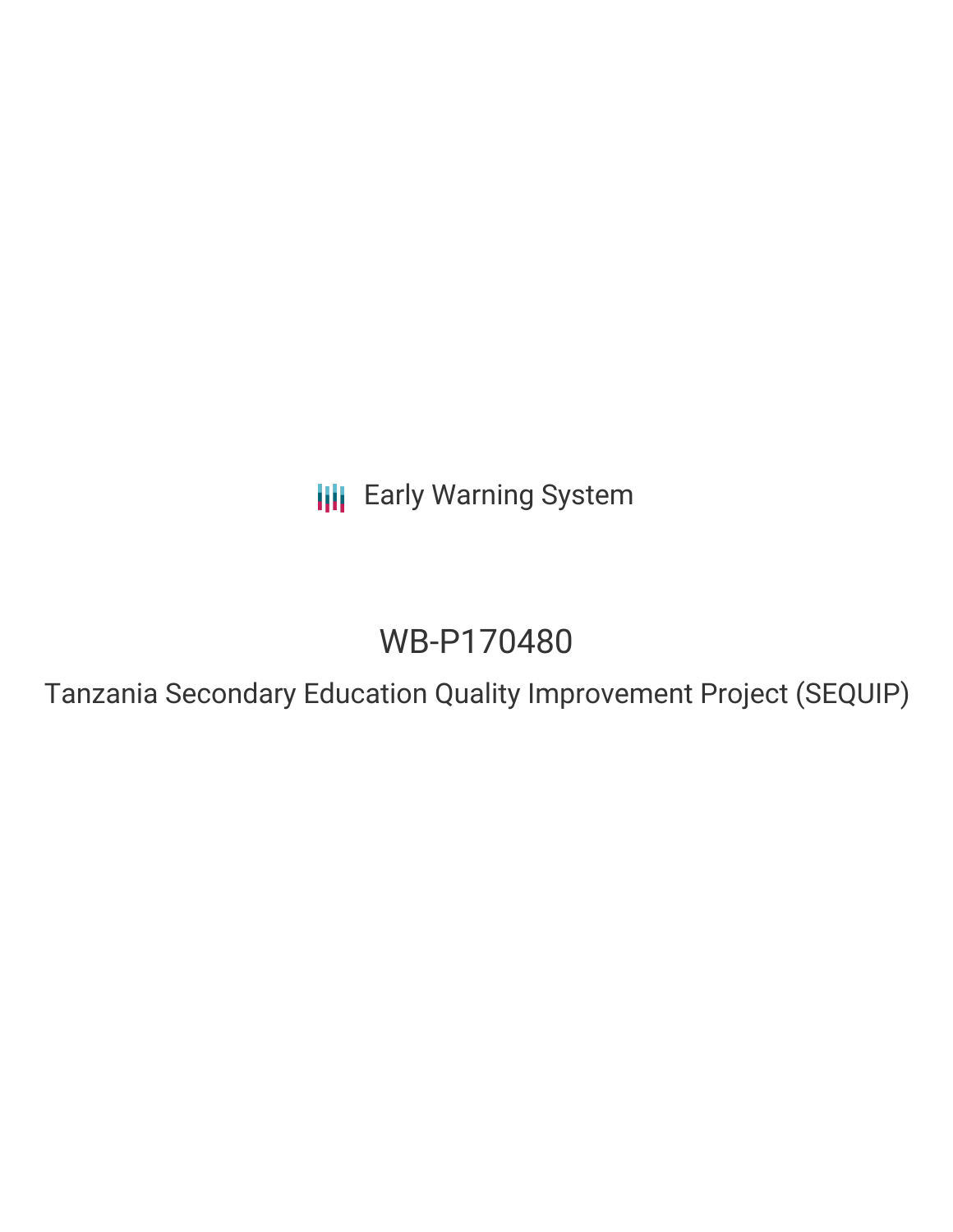Early Warning System

# WB-P170480

## Tanzania Secondary Education Quality Improvement Project (SEQUIP)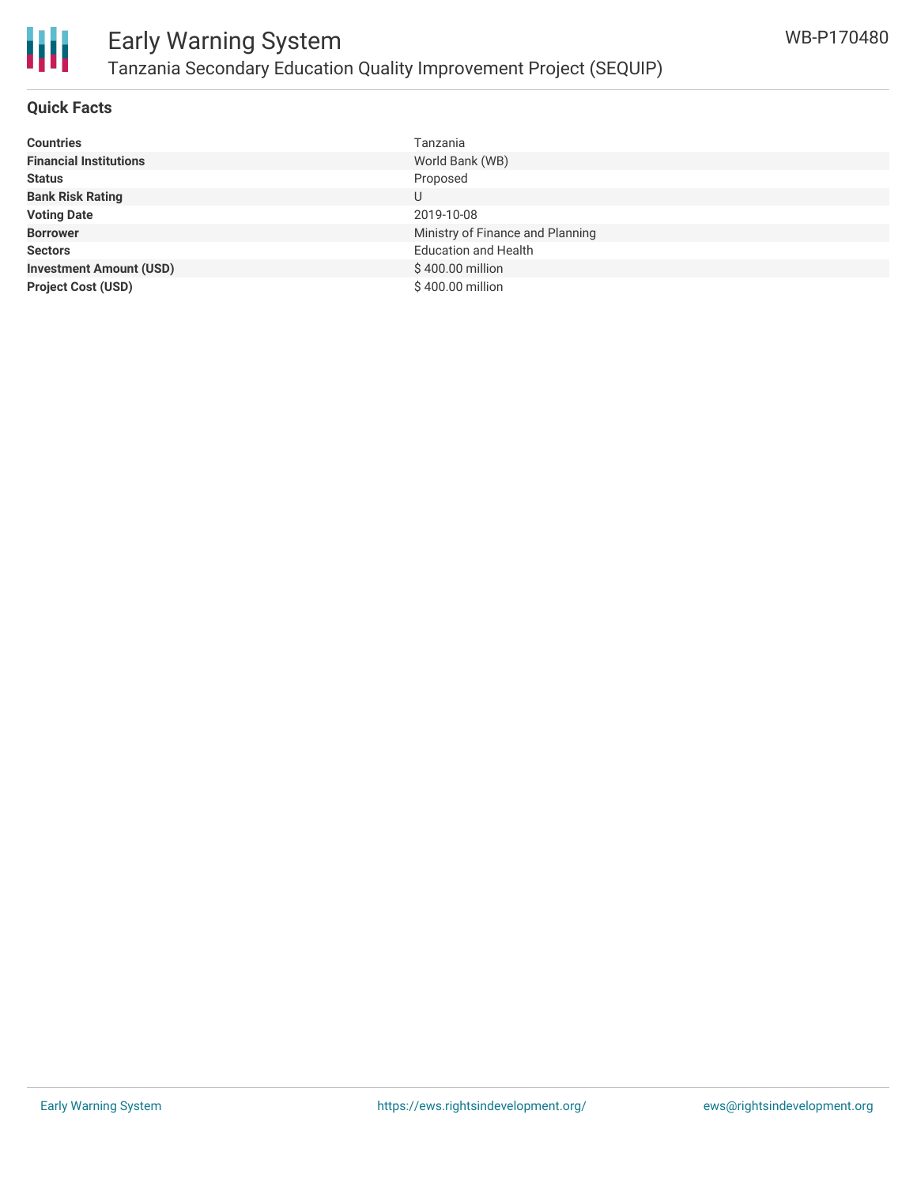## Quick Facts

| | |
|---|---|
| **Countries** | Tanzania |
| **Financial Institutions** | World Bank (WB) |
| **Status** | Proposed |
| **Bank Risk Rating** | U |
| **Voting Date** | 2019-10-08 |
| **Borrower** | Ministry of Finance and Planning |
| **Sectors** | Education and Health |
| **Investment Amount (USD)** | $ 400.00 million |
| **Project Cost (USD)** | $ 400.00 million |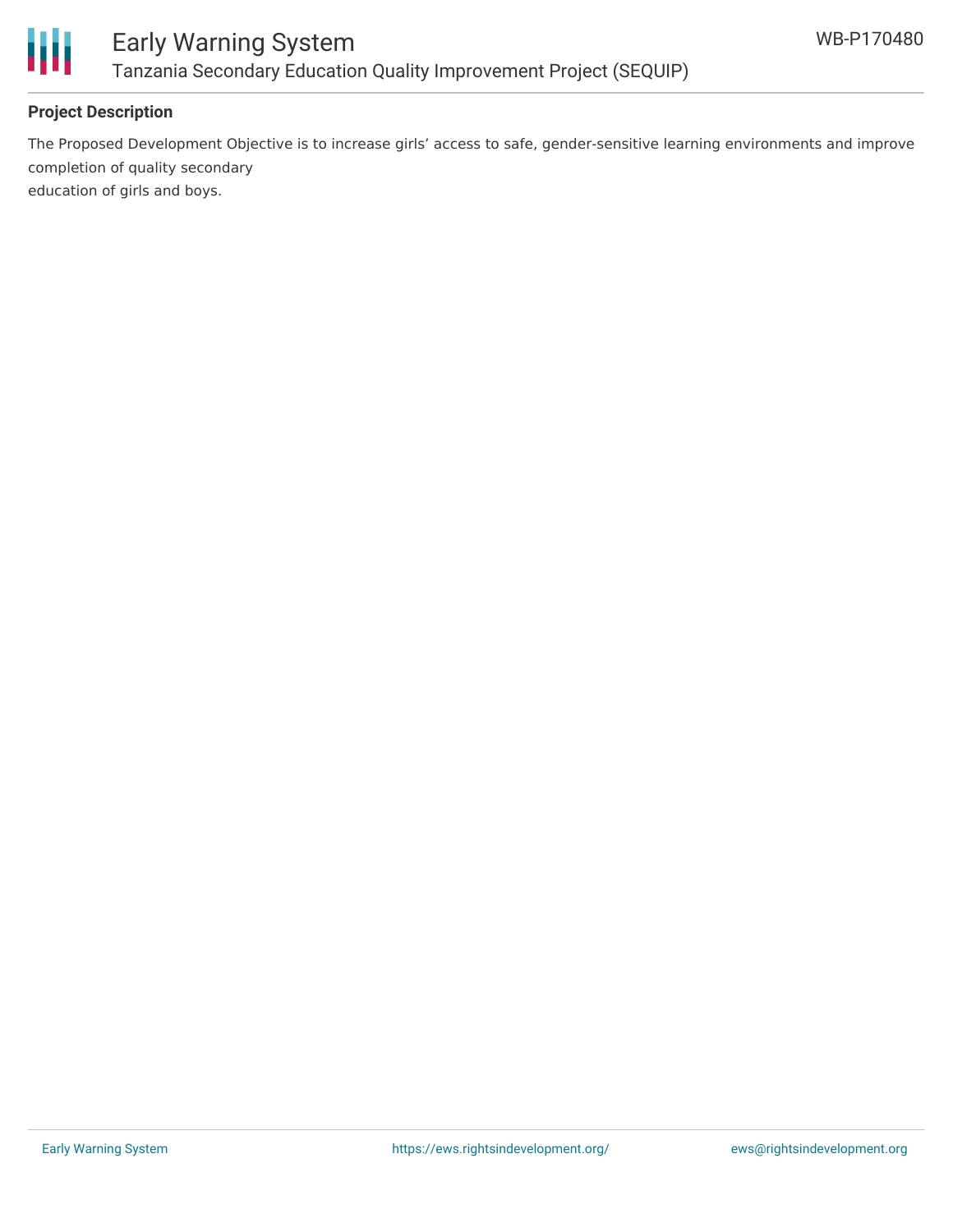## Project Description

The Proposed Development Objective is to increase girls' access to safe, gender-sensitive learning environments and improve completion of quality secondary
education of girls and boys.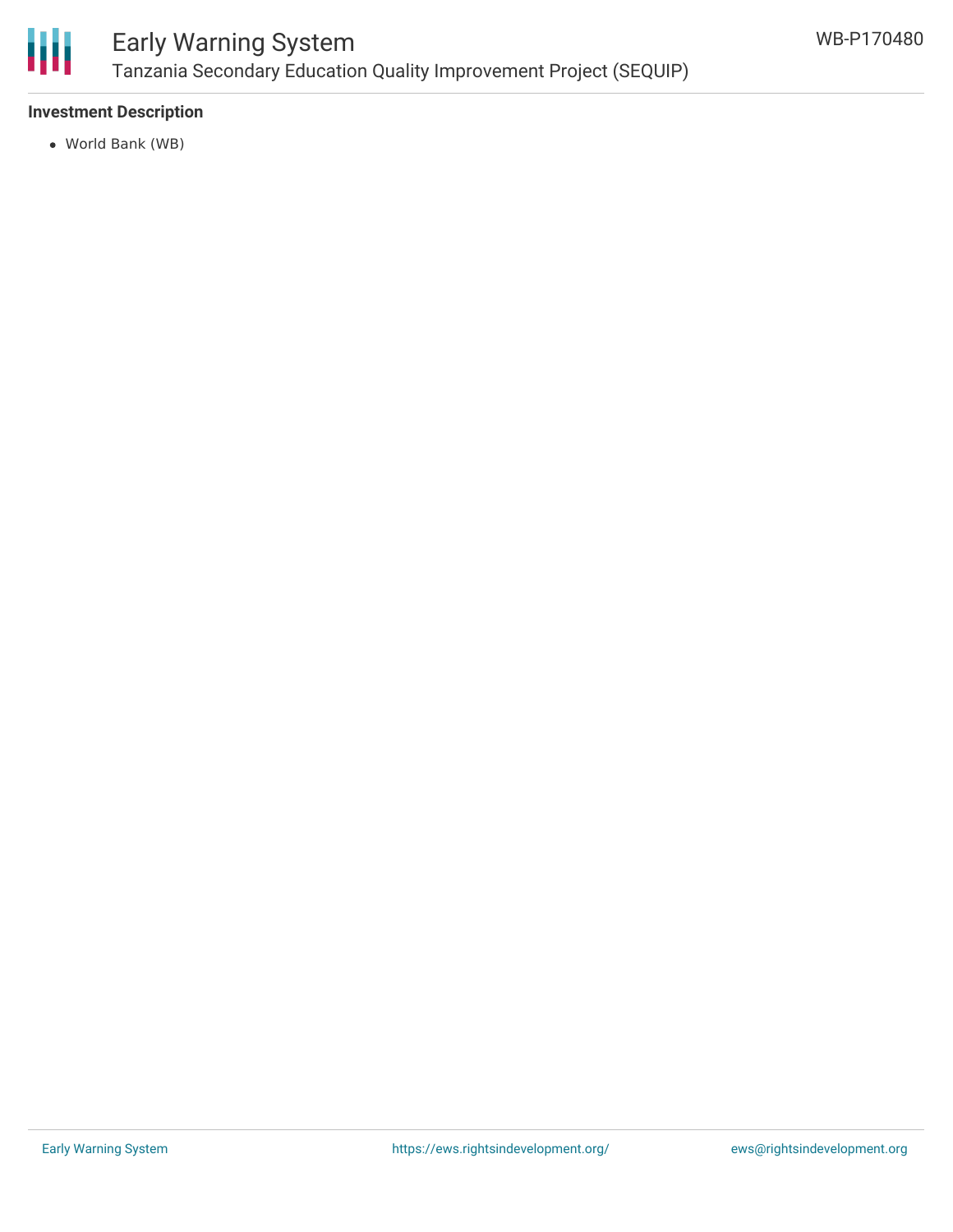### Investment Description

- World Bank (WB)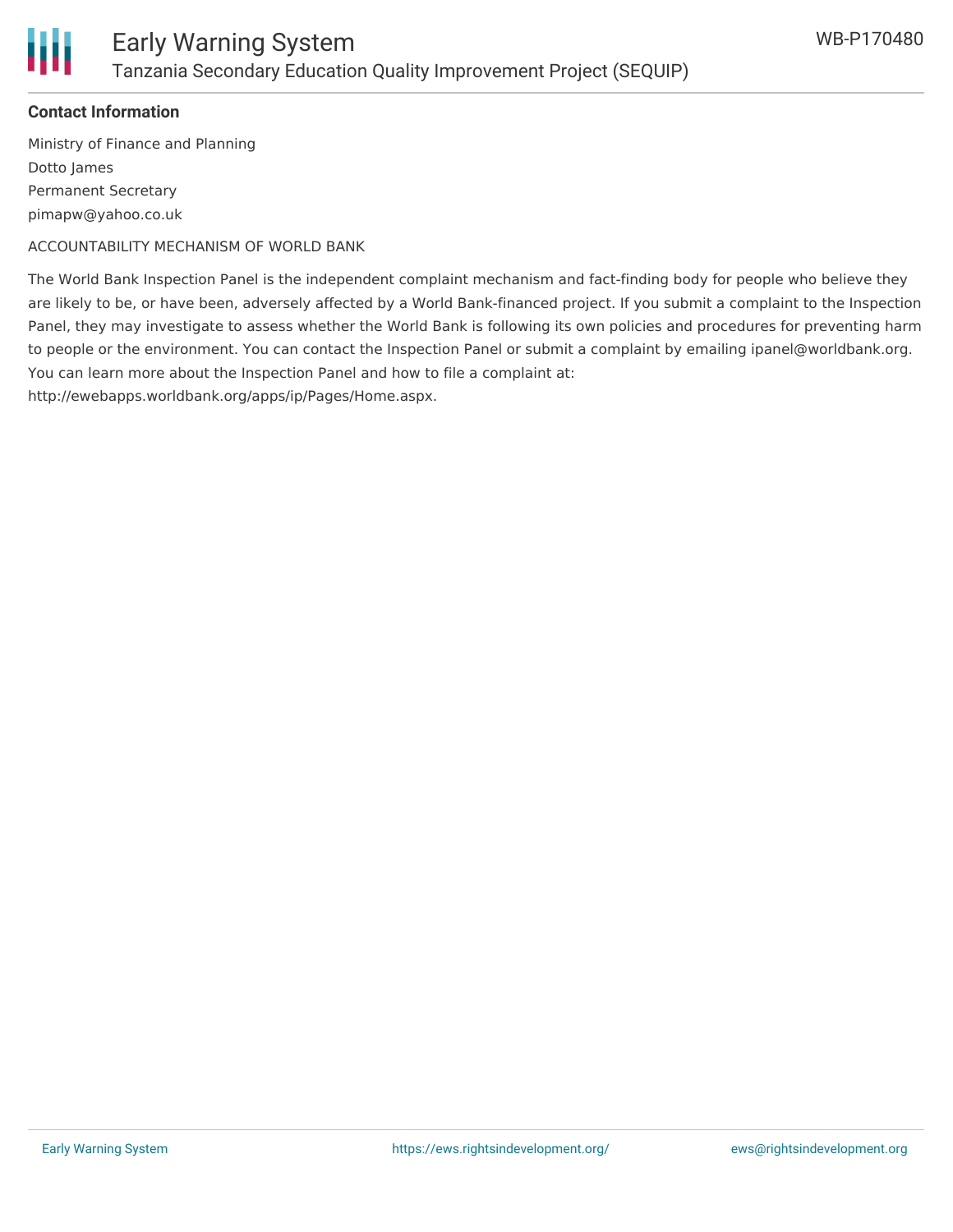**Contact Information**

Ministry of Finance and Planning

Dotto James

Permanent Secretary

pimapw@yahoo.co.uk

ACCOUNTABILITY MECHANISM OF WORLD BANK

The World Bank Inspection Panel is the independent complaint mechanism and fact-finding body for people who believe they are likely to be, or have been, adversely affected by a World Bank-financed project. If you submit a complaint to the Inspection Panel, they may investigate to assess whether the World Bank is following its own policies and procedures for preventing harm to people or the environment. You can contact the Inspection Panel or submit a complaint by emailing ipanel@worldbank.org. You can learn more about the Inspection Panel and how to file a complaint at: http://ewebapps.worldbank.org/apps/ip/Pages/Home.aspx.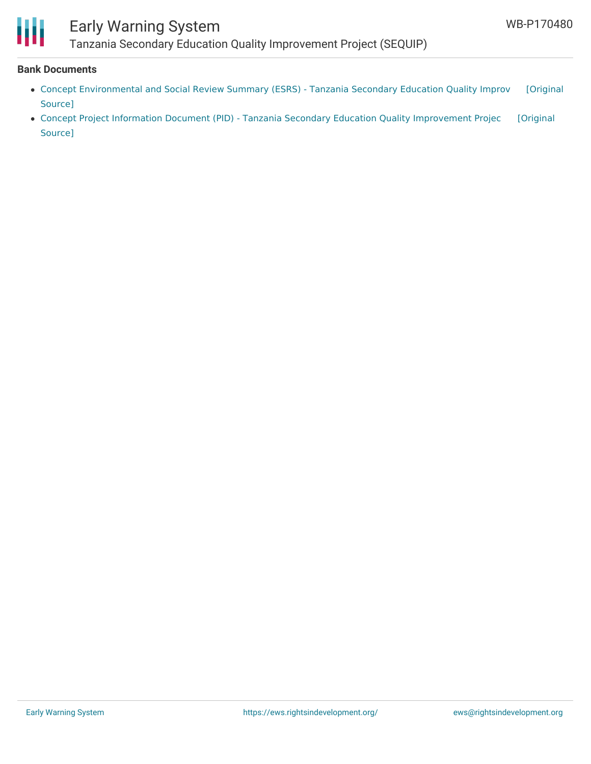**Bank Documents**

- Concept Environmental and Social Review Summary (ESRS) - Tanzania Secondary Education Quality Improv [Original Source]
- Concept Project Information Document (PID) - Tanzania Secondary Education Quality Improvement Projec [Original Source]